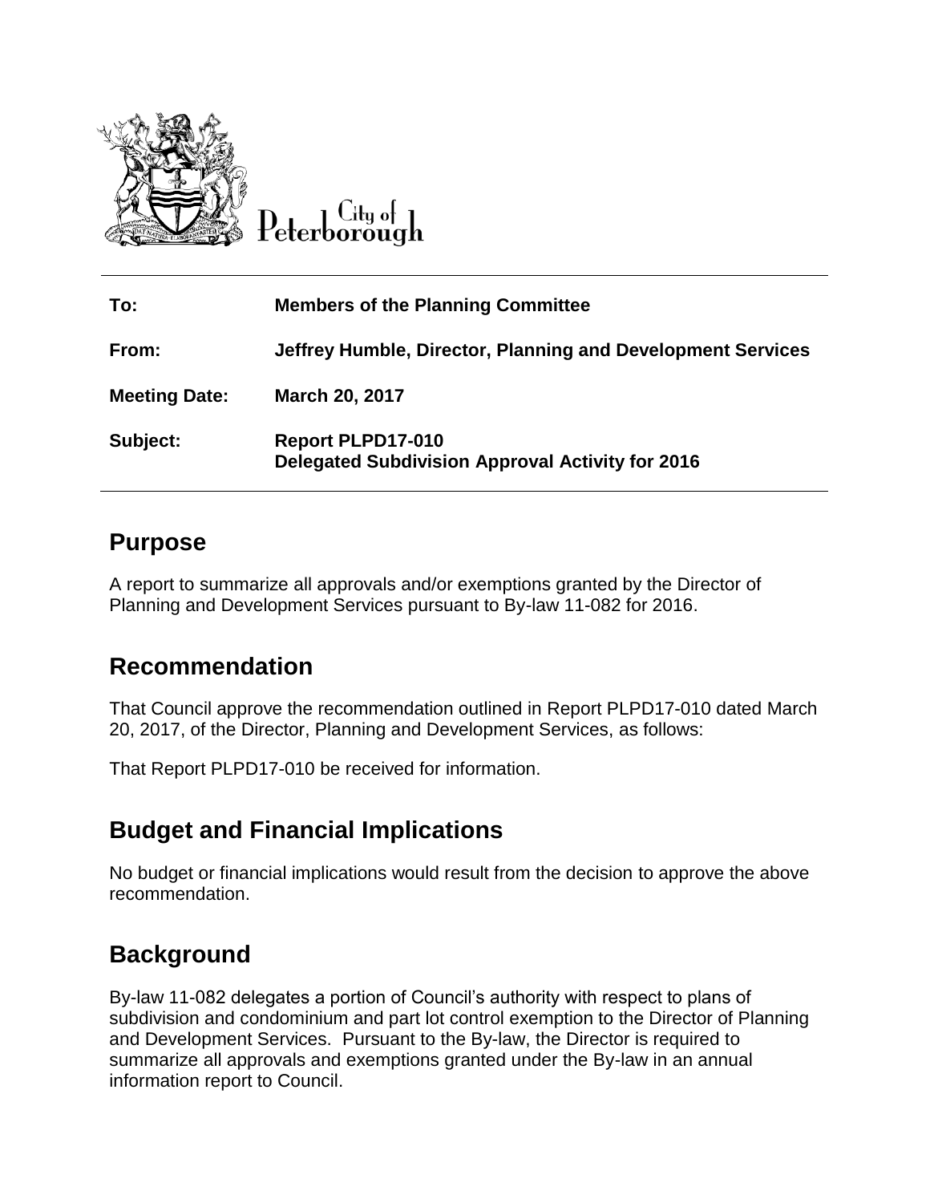City of Peterborough

| To: | Members of the Planning Committee |
|---|---|
| From: | Jeffrey Humble, Director, Planning and Development Services |
| Meeting Date: | March 20, 2017 |
| Subject: | Report PLPD17-010<br>Delegated Subdivision Approval Activity for 2016 |

## Purpose

A report to summarize all approvals and/or exemptions granted by the Director of Planning and Development Services pursuant to By-law 11-082 for 2016.

## Recommendation

That Council approve the recommendation outlined in Report PLPD17-010 dated March 20, 2017, of the Director, Planning and Development Services, as follows:

That Report PLPD17-010 be received for information.

## Budget and Financial Implications

No budget or financial implications would result from the decision to approve the above recommendation.

## Background

By-law 11-082 delegates a portion of Council's authority with respect to plans of subdivision and condominium and part lot control exemption to the Director of Planning and Development Services. Pursuant to the By-law, the Director is required to summarize all approvals and exemptions granted under the By-law in an annual information report to Council.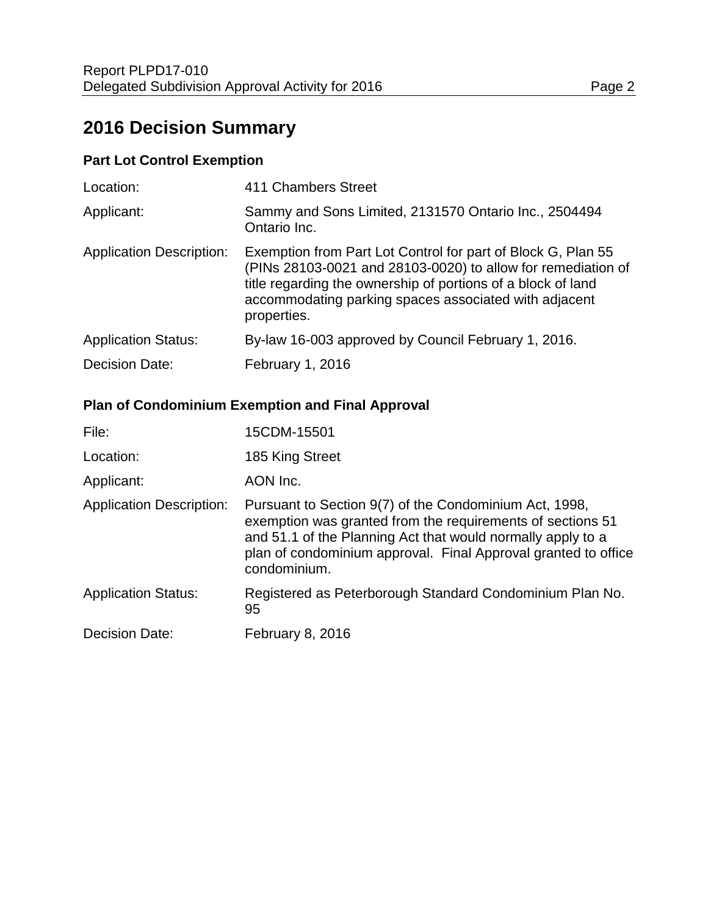## 2016 Decision Summary

### Part Lot Control Exemption

| | |
|---|---|
| Location: | 411 Chambers Street |
| Applicant: | Sammy and Sons Limited, 2131570 Ontario Inc., 2504494 Ontario Inc. |
| Application Description: | Exemption from Part Lot Control for part of Block G, Plan 55 (PINs 28103-0021 and 28103-0020) to allow for remediation of title regarding the ownership of portions of a block of land accommodating parking spaces associated with adjacent properties. |
| Application Status: | By-law 16-003 approved by Council February 1, 2016. |
| Decision Date: | February 1, 2016 |

### Plan of Condominium Exemption and Final Approval

| | |
|---|---|
| File: | 15CDM-15501 |
| Location: | 185 King Street |
| Applicant: | AON Inc. |
| Application Description: | Pursuant to Section 9(7) of the Condominium Act, 1998, exemption was granted from the requirements of sections 51 and 51.1 of the Planning Act that would normally apply to a plan of condominium approval. Final Approval granted to office condominium. |
| Application Status: | Registered as Peterborough Standard Condominium Plan No. 95 |
| Decision Date: | February 8, 2016 |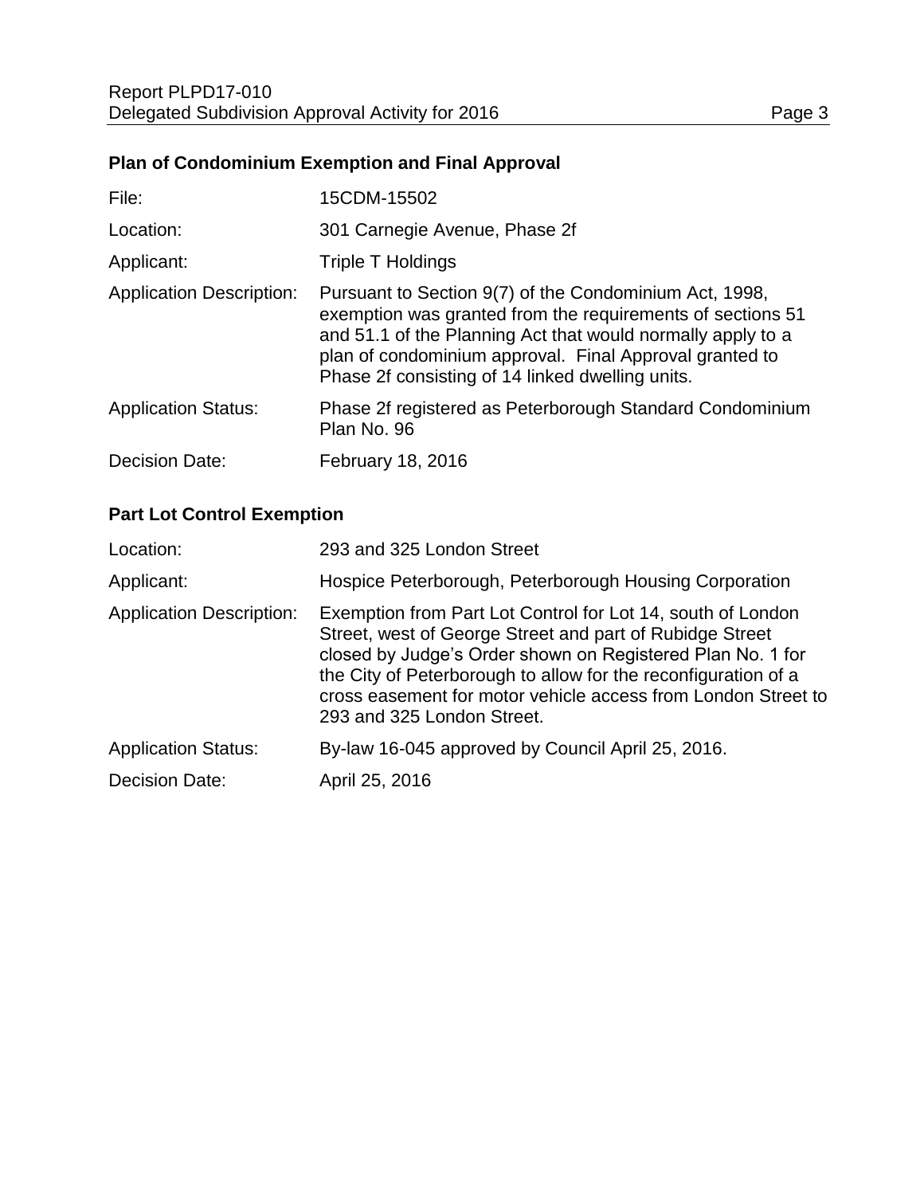### Plan of Condominium Exemption and Final Approval

| | |
|---|---|
| File: | 15CDM-15502 |
| Location: | 301 Carnegie Avenue, Phase 2f |
| Applicant: | Triple T Holdings |
| Application Description: | Pursuant to Section 9(7) of the Condominium Act, 1998, exemption was granted from the requirements of sections 51 and 51.1 of the Planning Act that would normally apply to a plan of condominium approval. Final Approval granted to Phase 2f consisting of 14 linked dwelling units. |
| Application Status: | Phase 2f registered as Peterborough Standard Condominium Plan No. 96 |
| Decision Date: | February 18, 2016 |

### Part Lot Control Exemption

| | |
|---|---|
| Location: | 293 and 325 London Street |
| Applicant: | Hospice Peterborough, Peterborough Housing Corporation |
| Application Description: | Exemption from Part Lot Control for Lot 14, south of London Street, west of George Street and part of Rubidge Street closed by Judge's Order shown on Registered Plan No. 1 for the City of Peterborough to allow for the reconfiguration of a cross easement for motor vehicle access from London Street to 293 and 325 London Street. |
| Application Status: | By-law 16-045 approved by Council April 25, 2016. |
| Decision Date: | April 25, 2016 |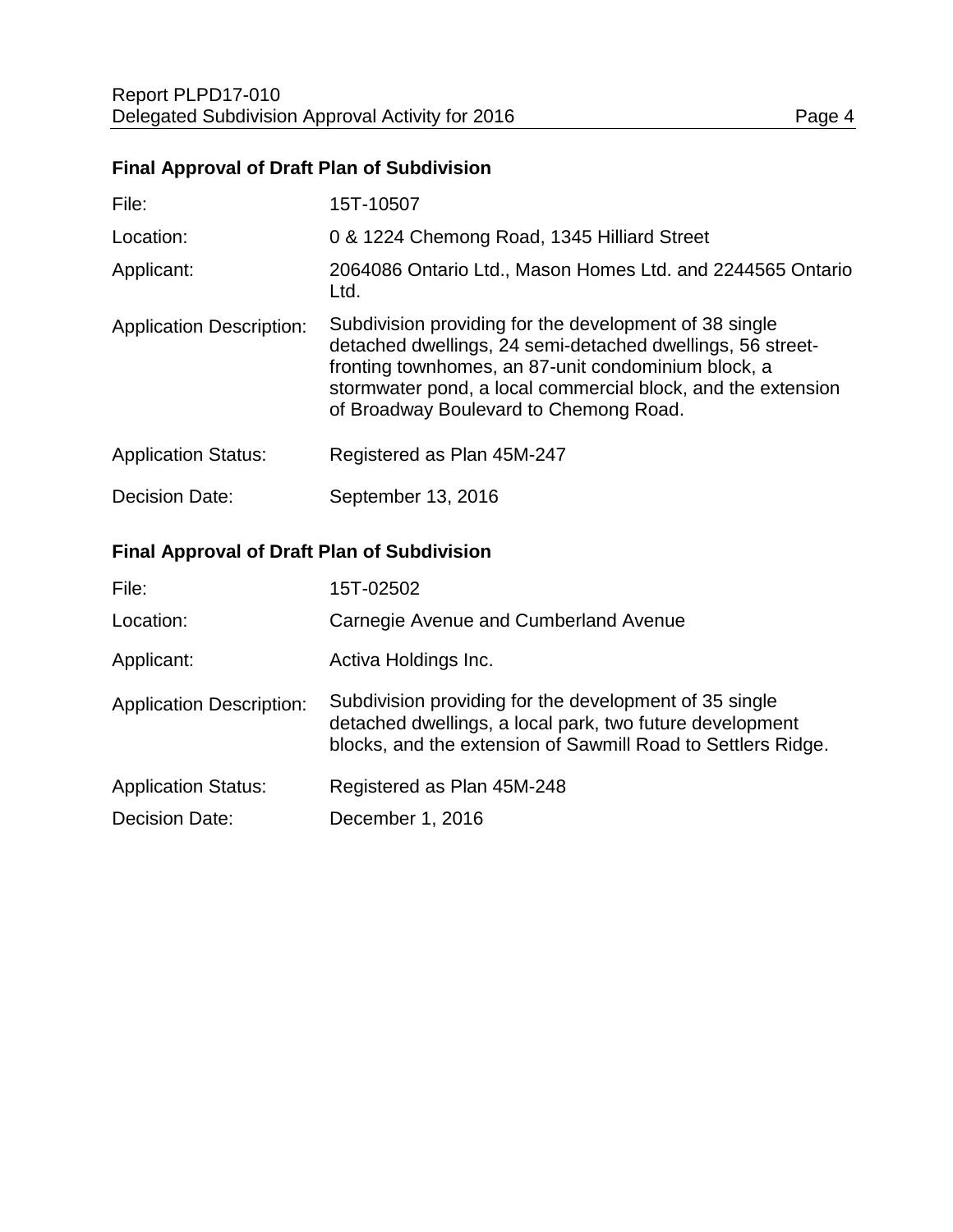### Final Approval of Draft Plan of Subdivision

| | |
|---|---|
| File: | 15T-10507 |
| Location: | 0 & 1224 Chemong Road, 1345 Hilliard Street |
| Applicant: | 2064086 Ontario Ltd., Mason Homes Ltd. and 2244565 Ontario Ltd. |
| Application Description: | Subdivision providing for the development of 38 single detached dwellings, 24 semi-detached dwellings, 56 street-fronting townhomes, an 87-unit condominium block, a stormwater pond, a local commercial block, and the extension of Broadway Boulevard to Chemong Road. |
| Application Status: | Registered as Plan 45M-247 |
| Decision Date: | September 13, 2016 |

### Final Approval of Draft Plan of Subdivision

| | |
|---|---|
| File: | 15T-02502 |
| Location: | Carnegie Avenue and Cumberland Avenue |
| Applicant: | Activa Holdings Inc. |
| Application Description: | Subdivision providing for the development of 35 single detached dwellings, a local park, two future development blocks, and the extension of Sawmill Road to Settlers Ridge. |
| Application Status: | Registered as Plan 45M-248 |
| Decision Date: | December 1, 2016 |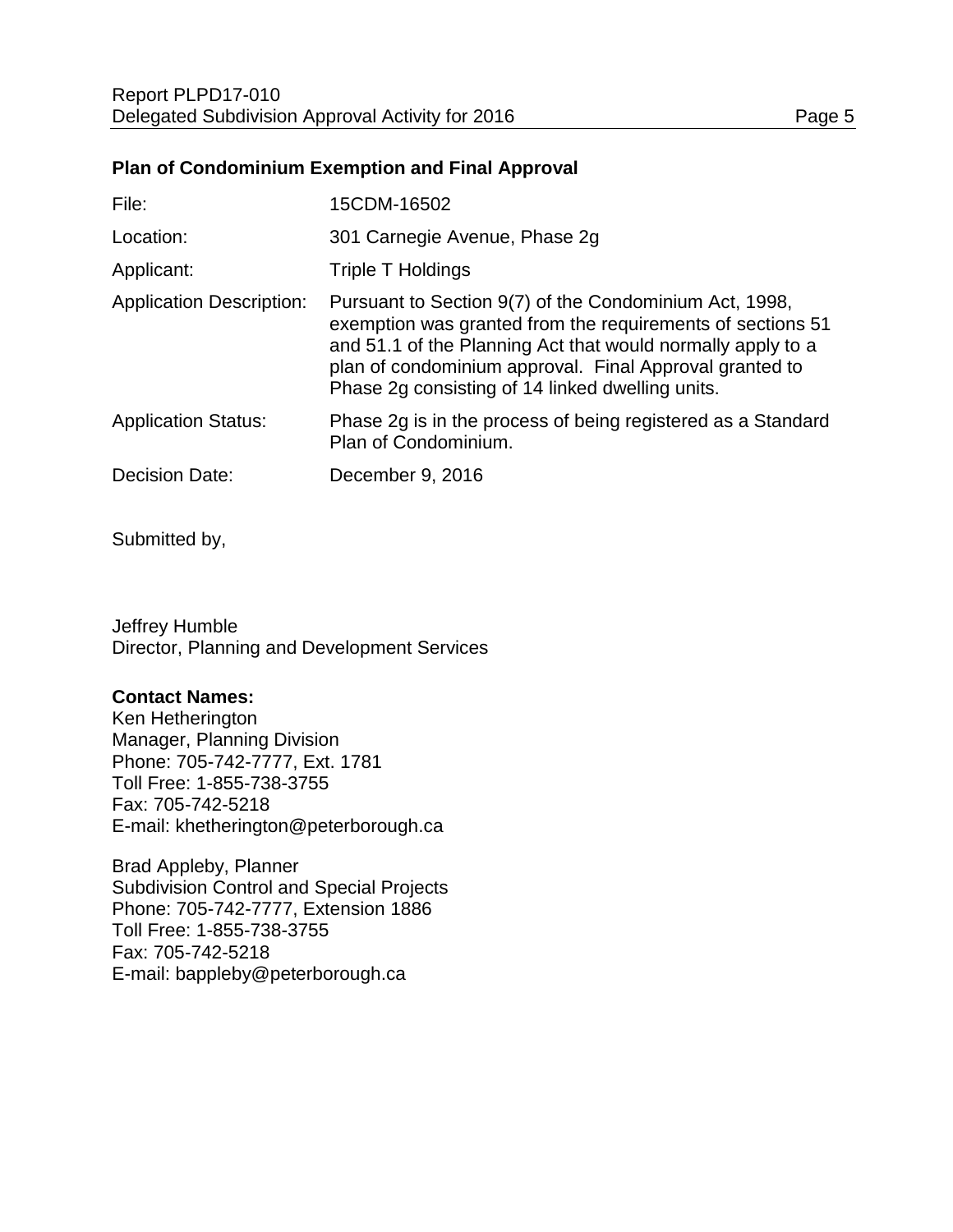**Plan of Condominium Exemption and Final Approval**

| | |
|---|---|
| File: | 15CDM-16502 |
| Location: | 301 Carnegie Avenue, Phase 2g |
| Applicant: | Triple T Holdings |
| Application Description: | Pursuant to Section 9(7) of the Condominium Act, 1998, exemption was granted from the requirements of sections 51 and 51.1 of the Planning Act that would normally apply to a plan of condominium approval. Final Approval granted to Phase 2g consisting of 14 linked dwelling units. |
| Application Status: | Phase 2g is in the process of being registered as a Standard Plan of Condominium. |
| Decision Date: | December 9, 2016 |

Submitted by,

Jeffrey Humble
Director, Planning and Development Services

**Contact Names:**
Ken Hetherington
Manager, Planning Division
Phone: 705-742-7777, Ext. 1781
Toll Free: 1-855-738-3755
Fax: 705-742-5218
E-mail: khetherington@peterborough.ca

Brad Appleby, Planner
Subdivision Control and Special Projects
Phone: 705-742-7777, Extension 1886
Toll Free: 1-855-738-3755
Fax: 705-742-5218
E-mail: bappleby@peterborough.ca